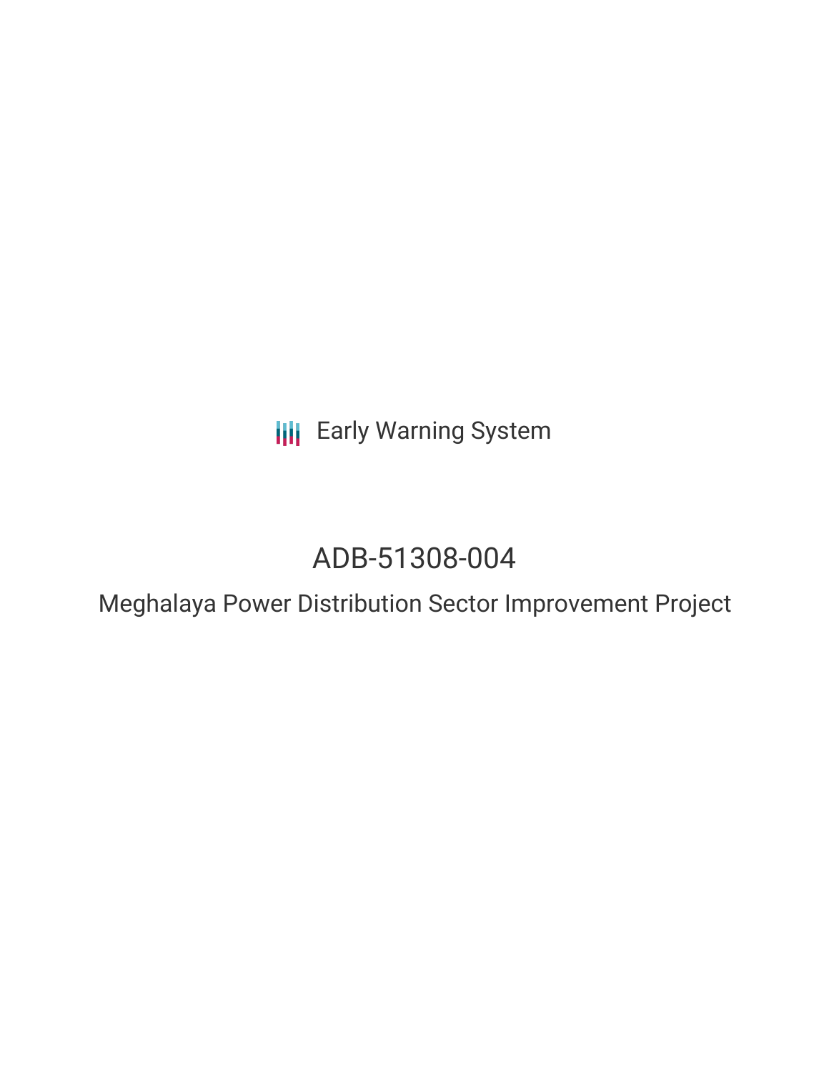Early Warning System

# ADB-51308-004

## Meghalaya Power Distribution Sector Improvement Project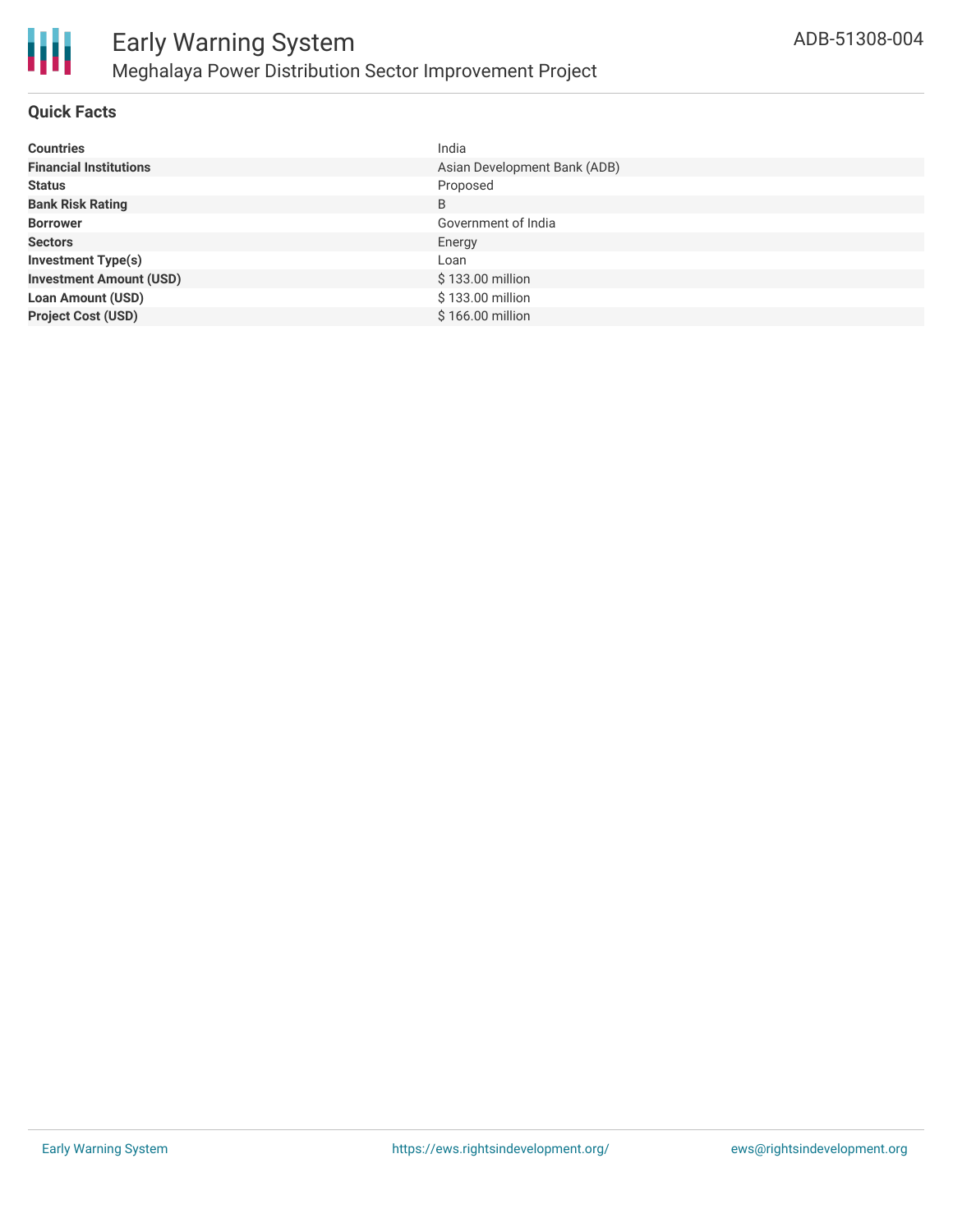# Early Warning System

## Meghalaya Power Distribution Sector Improvement Project

ADB-51308-004

### Quick Facts

| | |
|---|---|
| **Countries** | India |
| **Financial Institutions** | Asian Development Bank (ADB) |
| **Status** | Proposed |
| **Bank Risk Rating** | B |
| **Borrower** | Government of India |
| **Sectors** | Energy |
| **Investment Type(s)** | Loan |
| **Investment Amount (USD)** | $ 133.00 million |
| **Loan Amount (USD)** | $ 133.00 million |
| **Project Cost (USD)** | $ 166.00 million |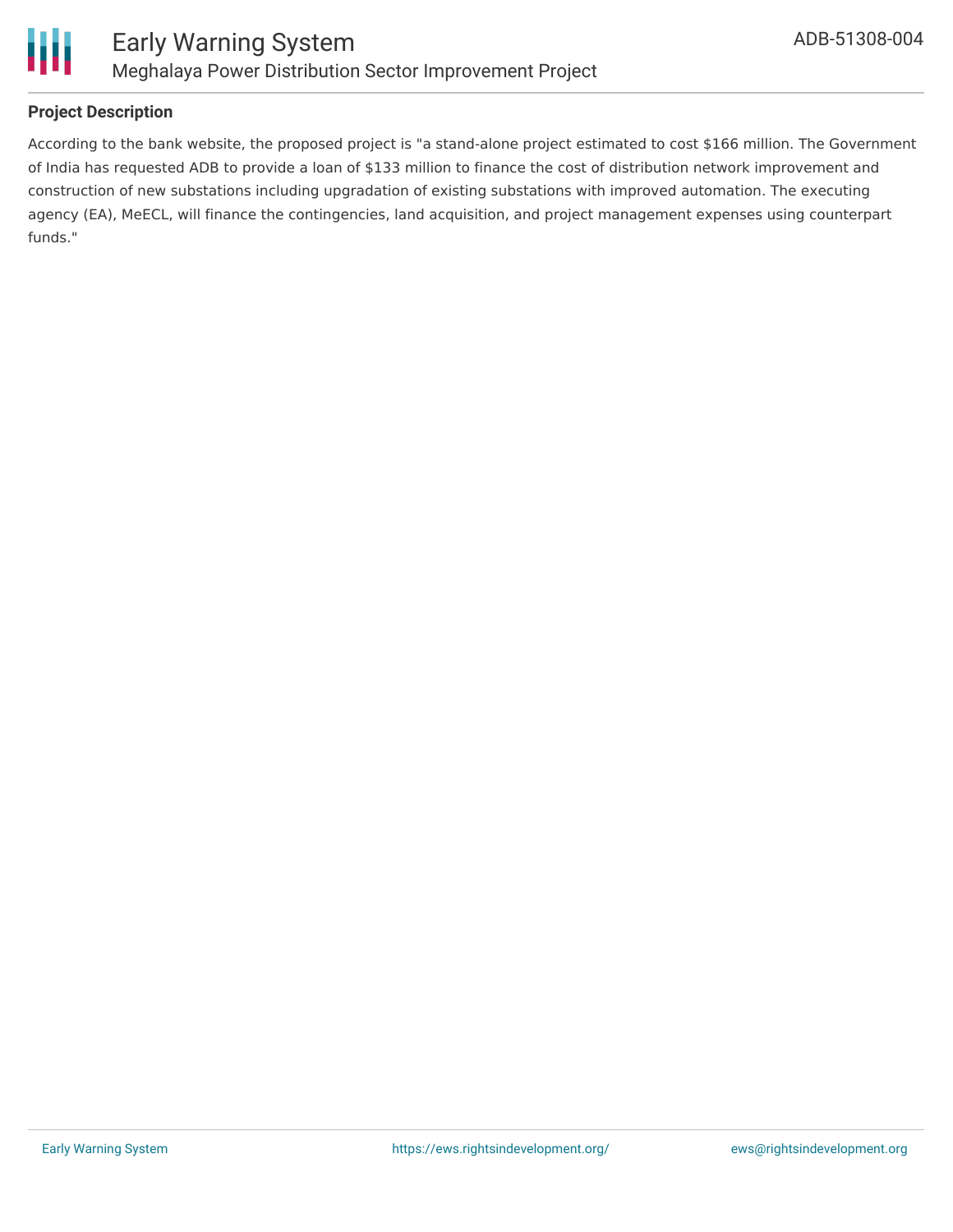## Project Description

According to the bank website, the proposed project is "a stand-alone project estimated to cost $166 million. The Government of India has requested ADB to provide a loan of $133 million to finance the cost of distribution network improvement and construction of new substations including upgradation of existing substations with improved automation. The executing agency (EA), MeECL, will finance the contingencies, land acquisition, and project management expenses using counterpart funds."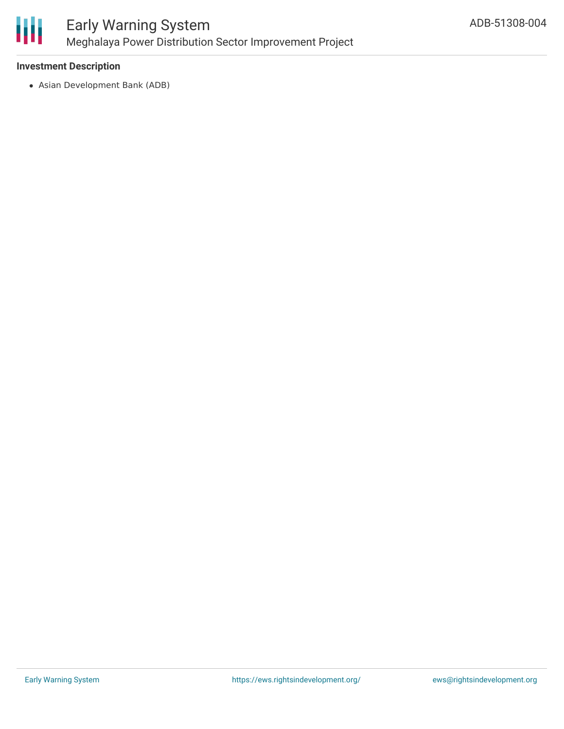### Investment Description

- Asian Development Bank (ADB)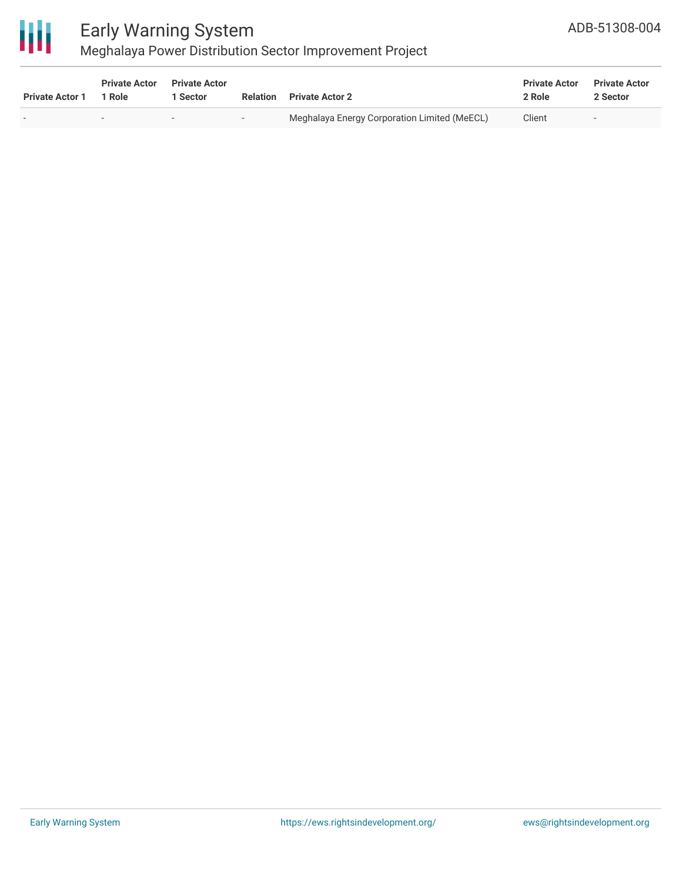| Private Actor 1 | Private Actor 1 Role | Private Actor 1 Sector | Relation | Private Actor 2 | Private Actor 2 Role | Private Actor 2 Sector |
|---|---|---|---|---|---|---|
| - | - | - | - | Meghalaya Energy Corporation Limited (MeECL) | Client | - |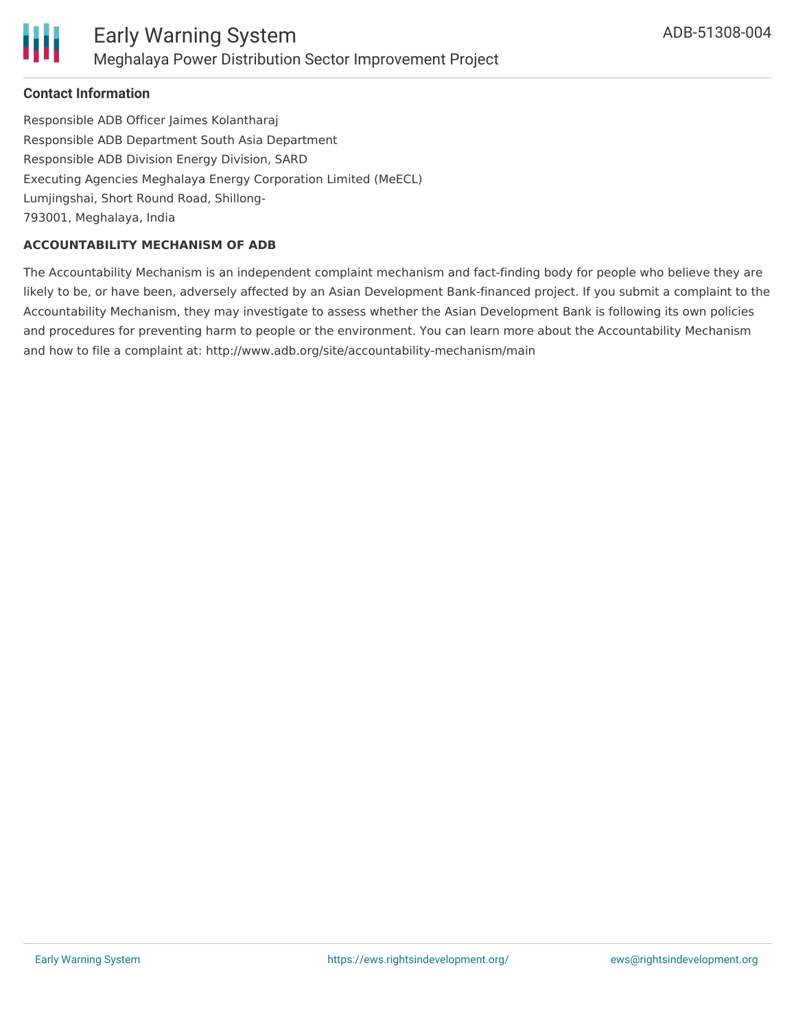#### Contact Information

Responsible ADB Officer Jaimes Kolantharaj
Responsible ADB Department South Asia Department
Responsible ADB Division Energy Division, SARD
Executing Agencies Meghalaya Energy Corporation Limited (MeECL)
Lumjingshai, Short Round Road, Shillong-
793001, Meghalaya, India

#### ACCOUNTABILITY MECHANISM OF ADB

The Accountability Mechanism is an independent complaint mechanism and fact-finding body for people who believe they are likely to be, or have been, adversely affected by an Asian Development Bank-financed project. If you submit a complaint to the Accountability Mechanism, they may investigate to assess whether the Asian Development Bank is following its own policies and procedures for preventing harm to people or the environment. You can learn more about the Accountability Mechanism and how to file a complaint at: http://www.adb.org/site/accountability-mechanism/main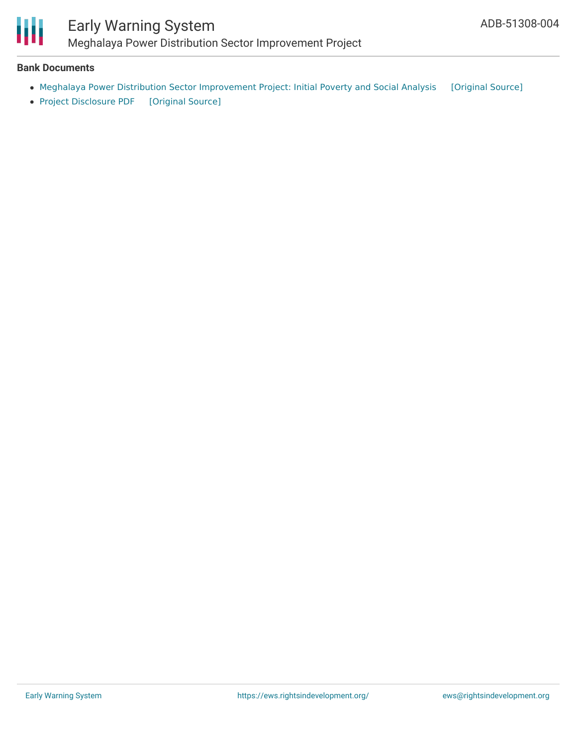### Bank Documents

- Meghalaya Power Distribution Sector Improvement Project: Initial Poverty and Social Analysis [Original Source]
- Project Disclosure PDF [Original Source]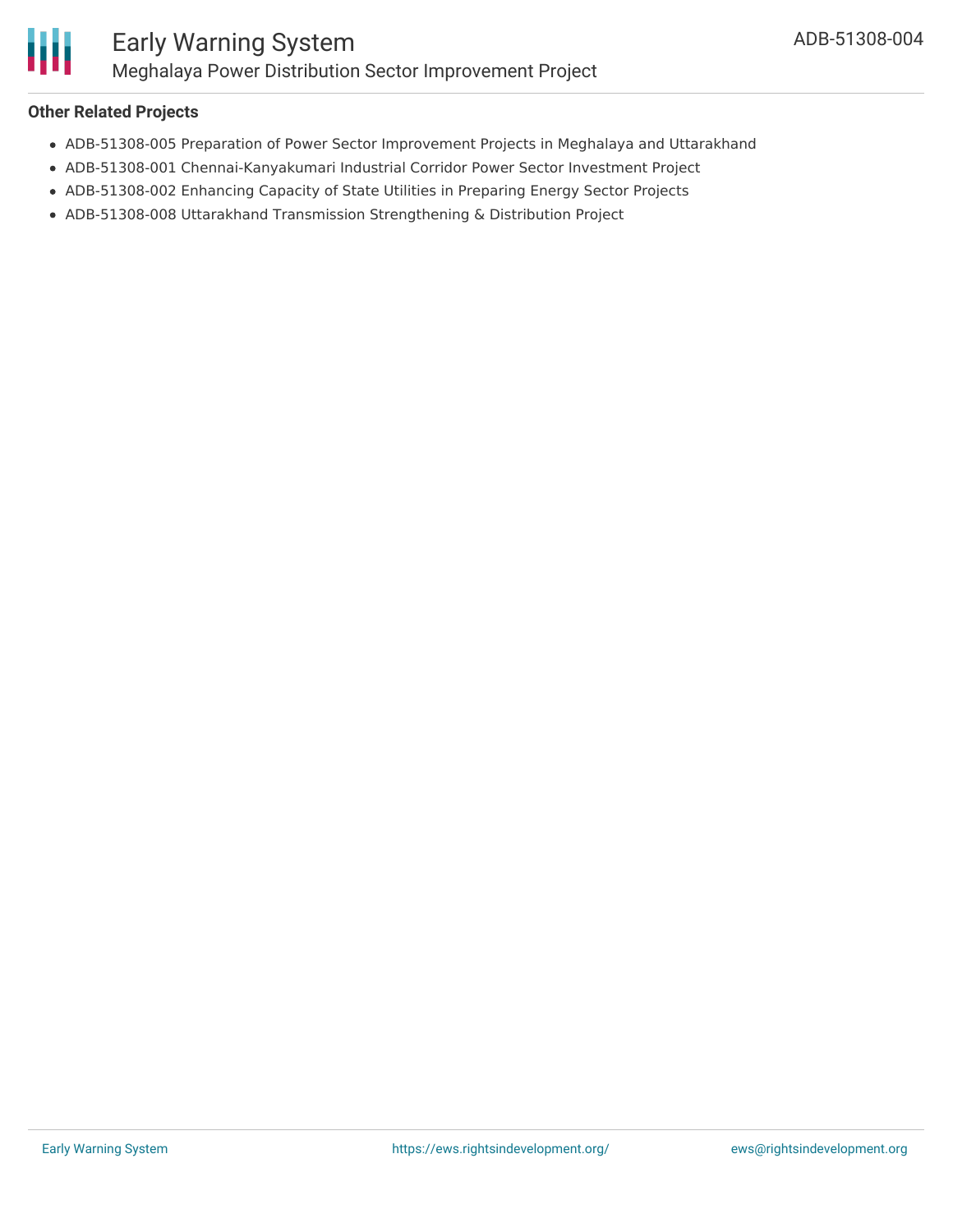**Other Related Projects**

- ADB-51308-005 Preparation of Power Sector Improvement Projects in Meghalaya and Uttarakhand
- ADB-51308-001 Chennai-Kanyakumari Industrial Corridor Power Sector Investment Project
- ADB-51308-002 Enhancing Capacity of State Utilities in Preparing Energy Sector Projects
- ADB-51308-008 Uttarakhand Transmission Strengthening & Distribution Project